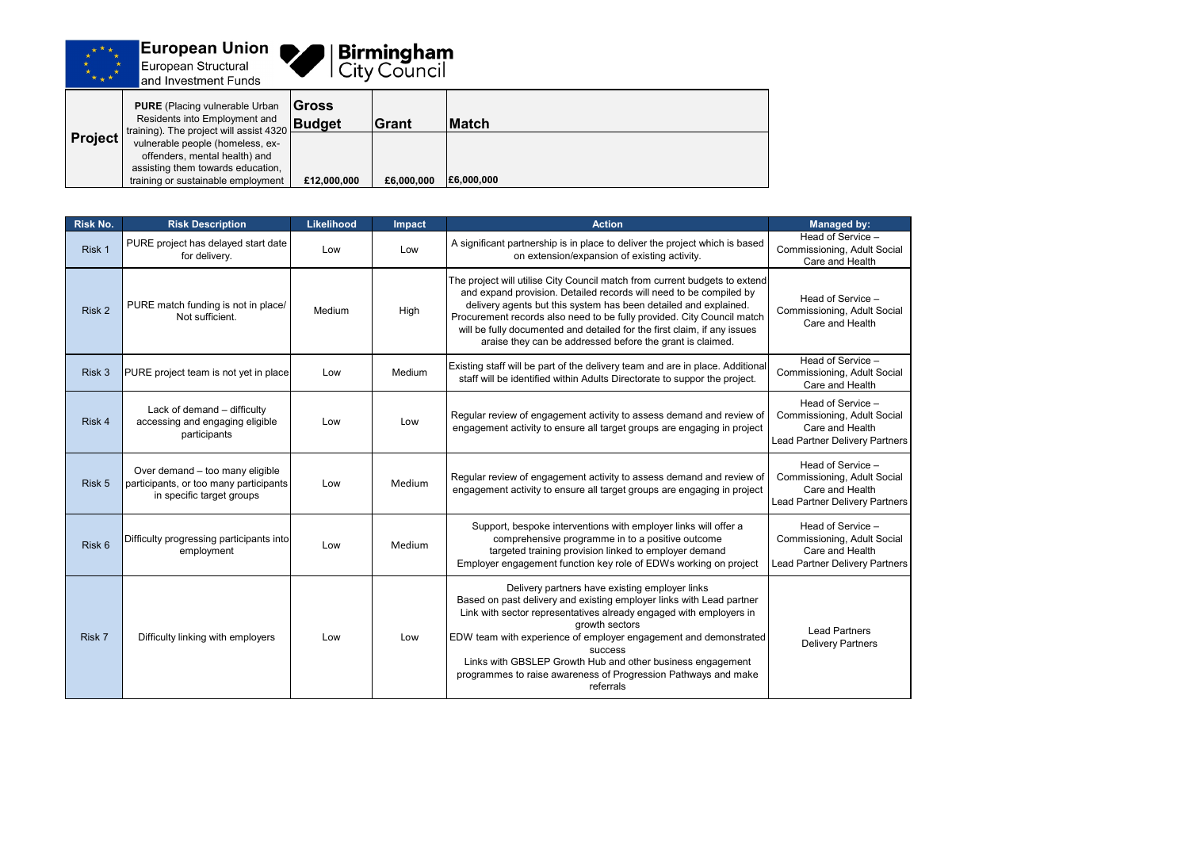European Union
European Structural and Investment Funds

Birmingham City Council

| Project | Description | Gross Budget | Grant | Match |
|---|---|---|---|---|
| Project | **PURE** (Placing vulnerable Urban Residents into Employment and training). The project will assist 4320 vulnerable people (homeless, ex-offenders, mental health) and assisting them towards education, training or sustainable employment | £12,000,000 | £6,000,000 | £6,000,000 |

| Risk No. | Risk Description | Likelihood | Impact | Action | Managed by: |
|---|---|---|---|---|---|
| Risk 1 | PURE project has delayed start date for delivery. | Low | Low | A significant partnership is in place to deliver the project which is based on extension/expansion of existing activity. | Head of Service – Commissioning, Adult Social Care and Health |
| Risk 2 | PURE match funding is not in place/ Not sufficient. | Medium | High | The project will utilise City Council match from current budgets to extend and expand provision. Detailed records will need to be compiled by delivery agents but this system has been detailed and explained. Procurement records also need to be fully provided. City Council match will be fully documented and detailed for the first claim, if any issues araise they can be addressed before the grant is claimed. | Head of Service – Commissioning, Adult Social Care and Health |
| Risk 3 | PURE project team is not yet in place | Low | Medium | Existing staff will be part of the delivery team and are in place. Additional staff will be identified within Adults Directorate to suppor the project. | Head of Service – Commissioning, Adult Social Care and Health |
| Risk 4 | Lack of demand – difficulty accessing and engaging eligible participants | Low | Low | Regular review of engagement activity to assess demand and review of engagement activity to ensure all target groups are engaging in project | Head of Service – Commissioning, Adult Social Care and Health Lead Partner Delivery Partners |
| Risk 5 | Over demand – too many eligible participants, or too many participants in specific target groups | Low | Medium | Regular review of engagement activity to assess demand and review of engagement activity to ensure all target groups are engaging in project | Head of Service – Commissioning, Adult Social Care and Health Lead Partner Delivery Partners |
| Risk 6 | Difficulty progressing participants into employment | Low | Medium | Support, bespoke interventions with employer links will offer a comprehensive programme in to a positive outcome targeted training provision linked to employer demand Employer engagement function key role of EDWs working on project | Head of Service – Commissioning, Adult Social Care and Health Lead Partner Delivery Partners |
| Risk 7 | Difficulty linking with employers | Low | Low | Delivery partners have existing employer links Based on past delivery and existing employer links with Lead partner Link with sector representatives already engaged with employers in growth sectors EDW team with experience of employer engagement and demonstrated success Links with GBSLEP Growth Hub and other business engagement programmes to raise awareness of Progression Pathways and make referrals | Lead Partners Delivery Partners |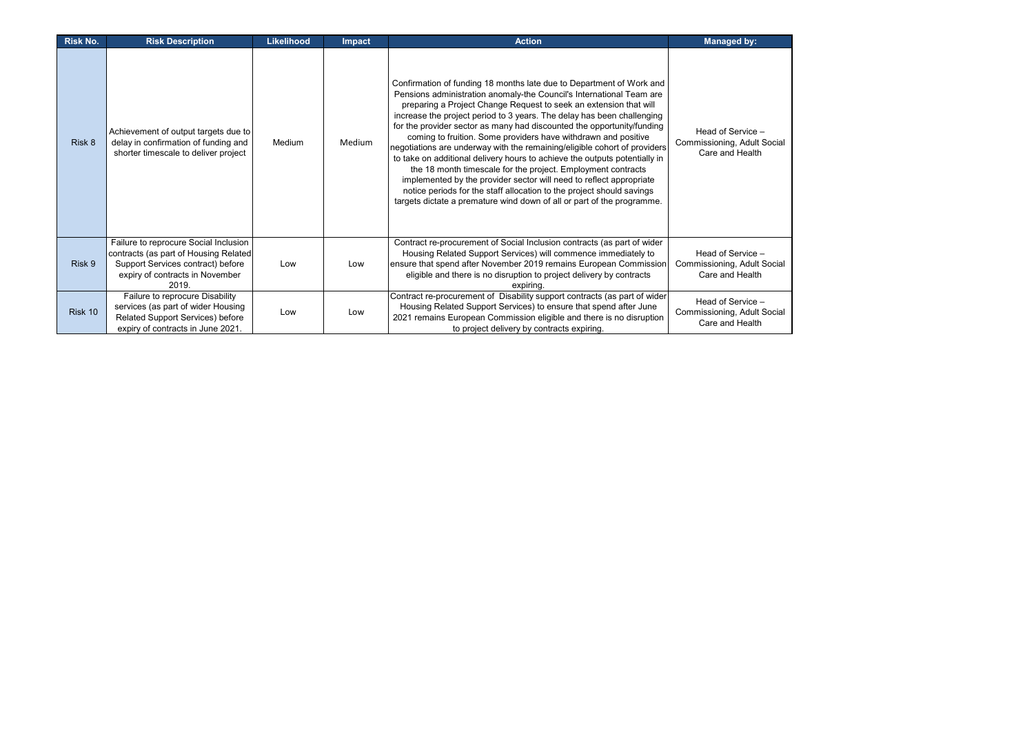| Risk No. | Risk Description | Likelihood | Impact | Action | Managed by: |
|---|---|---|---|---|---|
| Risk 8 | Achievement of output targets due to delay in confirmation of funding and shorter timescale to deliver project | Medium | Medium | Confirmation of funding 18 months late due to Department of Work and Pensions administration anomaly-the Council's International Team are preparing a Project Change Request to seek an extension that will increase the project period to 3 years. The delay has been challenging for the provider sector as many had discounted the opportunity/funding coming to fruition. Some providers have withdrawn and positive negotiations are underway with the remaining/eligible cohort of providers to take on additional delivery hours to achieve the outputs potentially in the 18 month timescale for the project. Employment contracts implemented by the provider sector will need to reflect appropriate notice periods for the staff allocation to the project should savings targets dictate a premature wind down of all or part of the programme. | Head of Service – Commissioning, Adult Social Care and Health |
| Risk 9 | Failure to reprocure Social Inclusion contracts (as part of Housing Related Support Services contract) before expiry of contracts in November 2019. | Low | Low | Contract re-procurement of Social Inclusion contracts (as part of wider Housing Related Support Services) will commence immediately to ensure that spend after November 2019 remains European Commission eligible and there is no disruption to project delivery by contracts expiring. | Head of Service – Commissioning, Adult Social Care and Health |
| Risk 10 | Failure to reprocure Disability services (as part of wider Housing Related Support Services) before expiry of contracts in June 2021. | Low | Low | Contract re-procurement of Disability support contracts (as part of wider Housing Related Support Services) to ensure that spend after June 2021 remains European Commission eligible and there is no disruption to project delivery by contracts expiring. | Head of Service – Commissioning, Adult Social Care and Health |